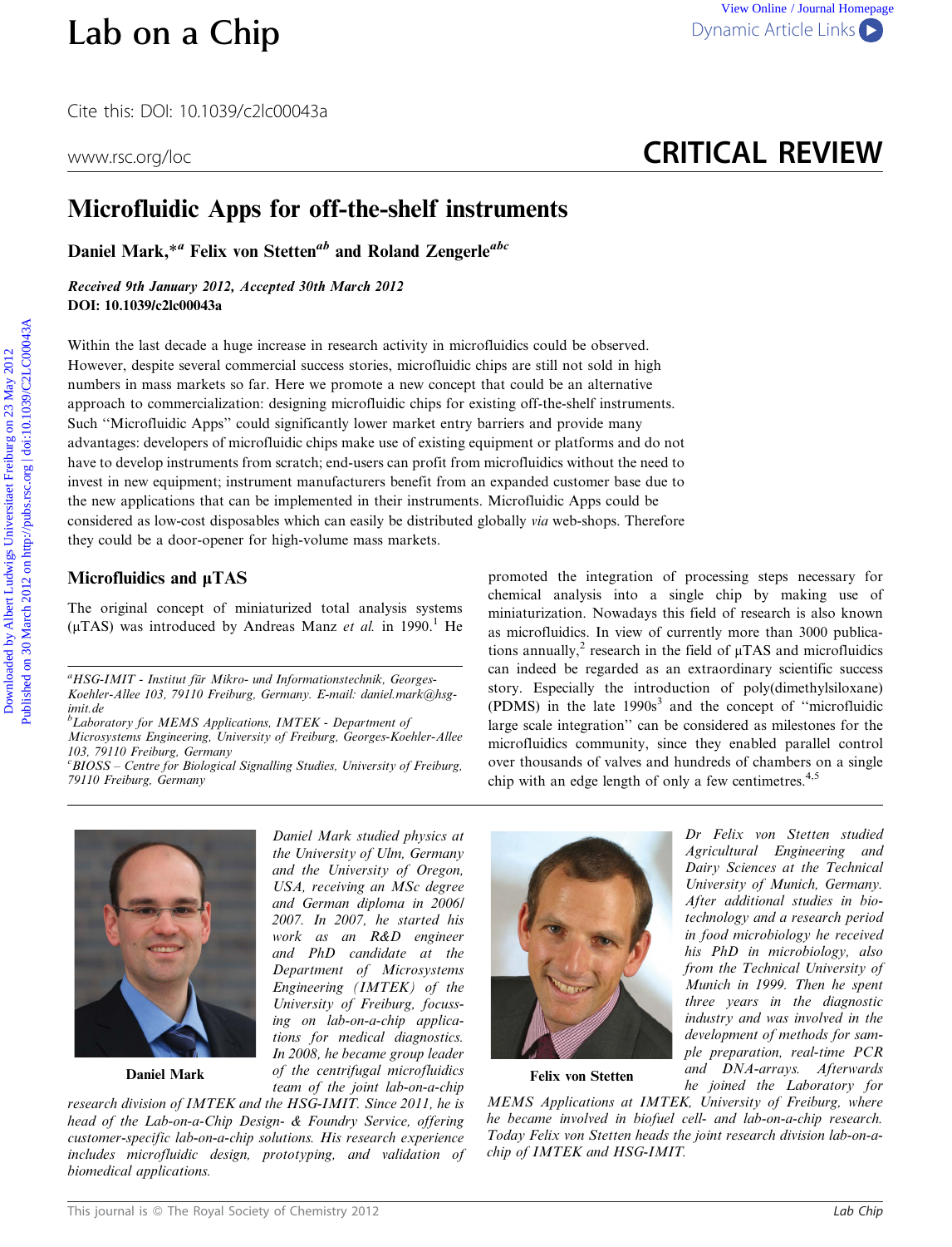# Microfluidic Apps for off-the-shelf instruments

**Daniel Mark,*[a] Felix von Stetten[ab] and Roland Zengerle[abc]**

***Received 9th January 2012, Accepted 30th March 2012***
**DOI: 10.1039/c2lc00043a**

Within the last decade a huge increase in research activity in microfluidics could be observed. However, despite several commercial success stories, microfluidic chips are still not sold in high numbers in mass markets so far. Here we promote a new concept that could be an alternative approach to commercialization: designing microfluidic chips for existing off-the-shelf instruments. Such "Microfluidic Apps" could significantly lower market entry barriers and provide many advantages: developers of microfluidic chips make use of existing equipment or platforms and do not have to develop instruments from scratch; end-users can profit from microfluidics without the need to invest in new equipment; instrument manufacturers benefit from an expanded customer base due to the new applications that can be implemented in their instruments. Microfluidic Apps could be considered as low-cost disposables which can easily be distributed globally *via* web-shops. Therefore they could be a door-opener for high-volume mass markets.

## Microfluidics and µTAS

The original concept of miniaturized total analysis systems (µTAS) was introduced by Andreas Manz *et al.* in 1990.[1] He promoted the integration of processing steps necessary for chemical analysis into a single chip by making use of miniaturization. Nowadays this field of research is also known as microfluidics. In view of currently more than 3000 publications annually,[2] research in the field of µTAS and microfluidics can indeed be regarded as an extraordinary scientific success story. Especially the introduction of poly(dimethylsiloxane) (PDMS) in the late 1990s[3] and the concept of "microfluidic large scale integration" can be considered as milestones for the microfluidics community, since they enabled parallel control over thousands of valves and hundreds of chambers on a single chip with an edge length of only a few centimetres.[4,5]

[a]*HSG-IMIT - Institut für Mikro- und Informationstechnik, Georges-Koehler-Allee 103, 79110 Freiburg, Germany. E-mail: daniel.mark@hsg-imit.de*
[b]*Laboratory for MEMS Applications, IMTEK - Department of Microsystems Engineering, University of Freiburg, Georges-Koehler-Allee 103, 79110 Freiburg, Germany*
[c]*BIOSS – Centre for Biological Signalling Studies, University of Freiburg, 79110 Freiburg, Germany*

**Daniel Mark**

*Daniel Mark studied physics at the University of Ulm, Germany and the University of Oregon, USA, receiving an MSc degree and German diploma in 2006/2007. In 2007, he started his work as an R&D engineer and PhD candidate at the Department of Microsystems Engineering (IMTEK) of the University of Freiburg, focussing on lab-on-a-chip applications for medical diagnostics. In 2008, he became group leader of the centrifugal microfluidics team of the joint lab-on-a-chip research division of IMTEK and the HSG-IMIT. Since 2011, he is head of the Lab-on-a-Chip Design- & Foundry Service, offering customer-specific lab-on-a-chip solutions. His research experience includes microfluidic design, prototyping, and validation of biomedical applications.*

**Felix von Stetten**

*Dr Felix von Stetten studied Agricultural Engineering and Dairy Sciences at the Technical University of Munich, Germany. After additional studies in biotechnology and a research period in food microbiology he received his PhD in microbiology, also from the Technical University of Munich in 1999. Then he spent three years in the diagnostic industry and was involved in the development of methods for sample preparation, real-time PCR and DNA-arrays. Afterwards he joined the Laboratory for MEMS Applications at IMTEK, University of Freiburg, where he became involved in biofuel cell- and lab-on-a-chip research. Today Felix von Stetten heads the joint research division lab-on-a-chip of IMTEK and HSG-IMIT.*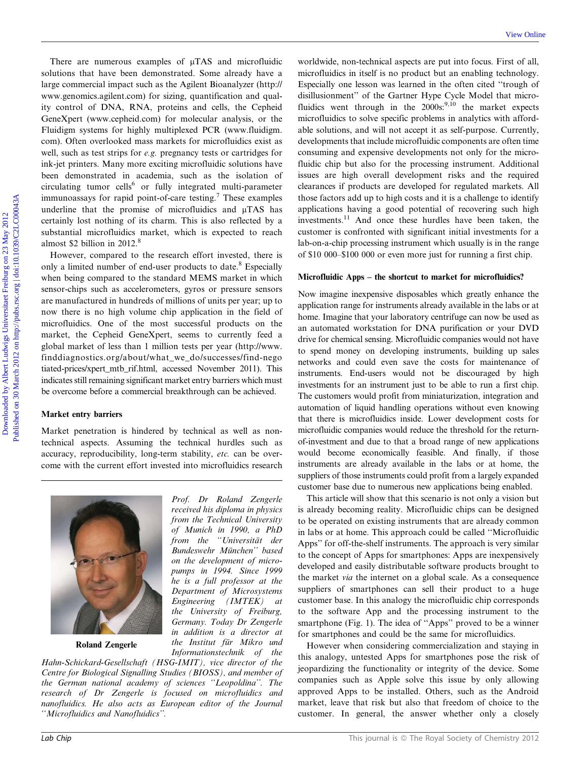There are numerous examples of μTAS and microfluidic solutions that have been demonstrated. Some already have a large commercial impact such as the Agilent Bioanalyzer (http://www.genomics.agilent.com) for sizing, quantification and quality control of DNA, RNA, proteins and cells, the Cepheid GeneXpert (www.cepheid.com) for molecular analysis, or the Fluidigm systems for highly multiplexed PCR (www.fluidigm.com). Often overlooked mass markets for microfluidics exist as well, such as test strips for *e.g.* pregnancy tests or cartridges for ink-jet printers. Many more exciting microfluidic solutions have been demonstrated in academia, such as the isolation of circulating tumor cells[6] or fully integrated multi-parameter immunoassays for rapid point-of-care testing.[7] These examples underline that the promise of microfluidics and μTAS has certainly lost nothing of its charm. This is also reflected by a substantial microfluidics market, which is expected to reach almost $2 billion in 2012.[8]

However, compared to the research effort invested, there is only a limited number of end-user products to date.[8] Especially when being compared to the standard MEMS market in which sensor-chips such as accelerometers, gyros or pressure sensors are manufactured in hundreds of millions of units per year; up to now there is no high volume chip application in the field of microfluidics. One of the most successful products on the market, the Cepheid GeneXpert, seems to currently feed a global market of less than 1 million tests per year (http://www.finddiagnostics.org/about/what_we_do/successes/find-negotiated-prices/xpert_mtb_rif.html, accessed November 2011). This indicates still remaining significant market entry barriers which must be overcome before a commercial breakthrough can be achieved.

## Market entry barriers

Market penetration is hindered by technical as well as non-technical aspects. Assuming the technical hurdles such as accuracy, reproducibility, long-term stability, *etc.* can be overcome with the current effort invested into microfluidics research worldwide, non-technical aspects are put into focus. First of all, microfluidics in itself is no product but an enabling technology. Especially one lesson was learned in the often cited "trough of disillusionment" of the Gartner Hype Cycle Model that microfluidics went through in the 2000s:[9,10] the market expects microfluidics to solve specific problems in analytics with affordable solutions, and will not accept it as self-purpose. Currently, developments that include microfluidic components are often time consuming and expensive developments not only for the microfluidic chip but also for the processing instrument. Additional issues are high overall development risks and the required clearances if products are developed for regulated markets. All those factors add up to high costs and it is a challenge to identify applications having a good potential of recovering such high investments.[11] And once these hurdles have been taken, the customer is confronted with significant initial investments for a lab-on-a-chip processing instrument which usually is in the range of $10 000–$100 000 or even more just for running a first chip.

**Roland Zengerle**

*Prof. Dr Roland Zengerle received his diploma in physics from the Technical University of Munich in 1990, a PhD from the "Universität der Bundeswehr München" based on the development of micropumps in 1994. Since 1999 he is a full professor at the Department of Microsystems Engineering (IMTEK) at the University of Freiburg, Germany. Today Dr Zengerle in addition is a director at the Institut für Mikro und Informationstechnik of the Hahn-Schickard-Gesellschaft (HSG-IMIT), vice director of the Centre for Biological Signalling Studies (BIOSS), and member of the German national academy of sciences "Leopoldina". The research of Dr Zengerle is focused on microfluidics and nanofluidics. He also acts as European editor of the Journal "Microfluidics and Nanofluidics".*

## Microfluidic Apps – the shortcut to market for microfluidics?

Now imagine inexpensive disposables which greatly enhance the application range for instruments already available in the labs or at home. Imagine that your laboratory centrifuge can now be used as an automated workstation for DNA purification or your DVD drive for chemical sensing. Microfluidic companies would not have to spend money on developing instruments, building up sales networks and could even save the costs for maintenance of instruments. End-users would not be discouraged by high investments for an instrument just to be able to run a first chip. The customers would profit from miniaturization, integration and automation of liquid handling operations without even knowing that there is microfluidics inside. Lower development costs for microfluidic companies would reduce the threshold for the return-of-investment and due to that a broad range of new applications would become economically feasible. And finally, if those instruments are already available in the labs or at home, the suppliers of those instruments could profit from a largely expanded customer base due to numerous new applications being enabled.

This article will show that this scenario is not only a vision but is already becoming reality. Microfluidic chips can be designed to be operated on existing instruments that are already common in labs or at home. This approach could be called "Microfluidic Apps" for off-the-shelf instruments. The approach is very similar to the concept of Apps for smartphones: Apps are inexpensively developed and easily distributable software products brought to the market *via* the internet on a global scale. As a consequence suppliers of smartphones can sell their product to a huge customer base. In this analogy the microfluidic chip corresponds to the software App and the processing instrument to the smartphone (Fig. 1). The idea of "Apps" proved to be a winner for smartphones and could be the same for microfluidics.

However when considering commercialization and staying in this analogy, untested Apps for smartphones pose the risk of jeopardizing the functionality or integrity of the device. Some companies such as Apple solve this issue by only allowing approved Apps to be installed. Others, such as the Android market, leave that risk but also that freedom of choice to the customer. In general, the answer whether only a closely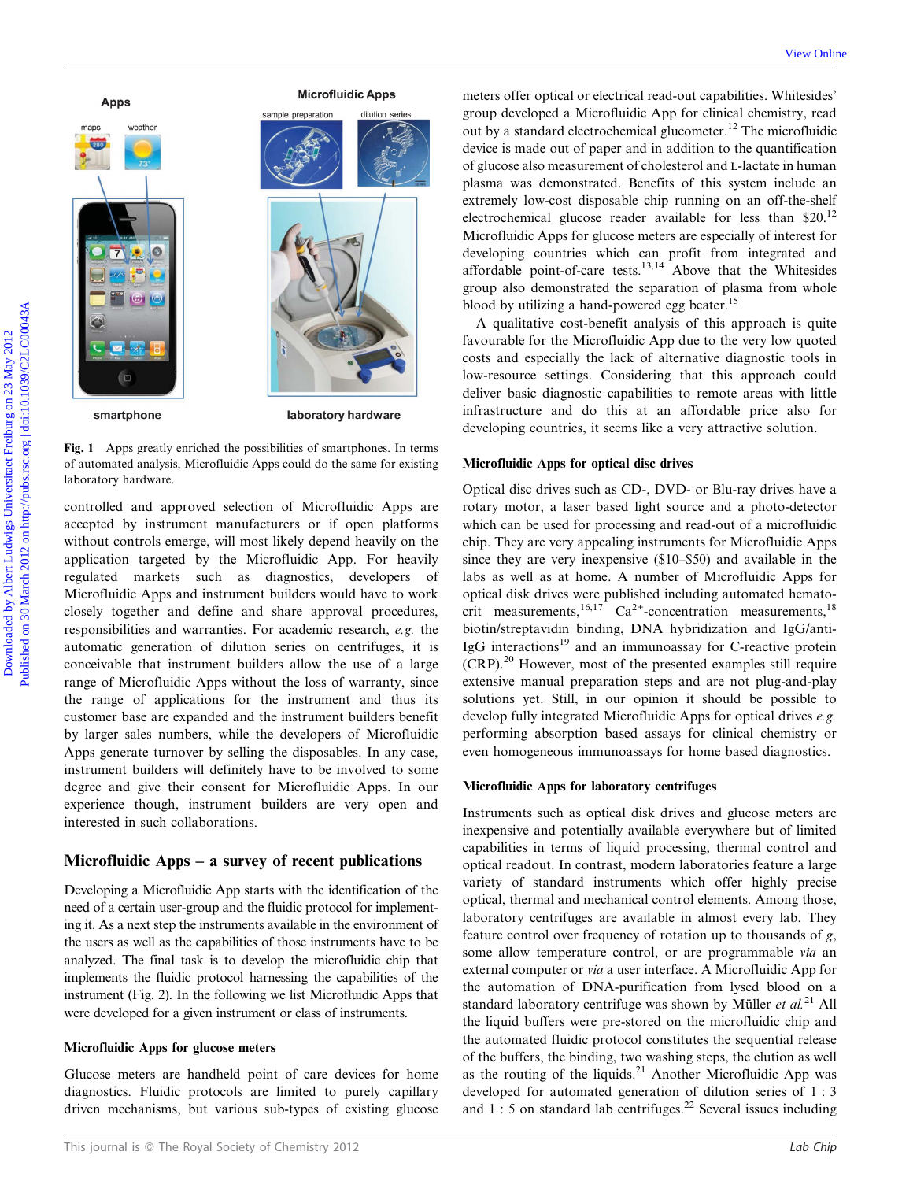Fig. 1 Apps greatly enriched the possibilities of smartphones. In terms of automated analysis, Microfluidic Apps could do the same for existing laboratory hardware.

controlled and approved selection of Microfluidic Apps are accepted by instrument manufacturers or if open platforms without controls emerge, will most likely depend heavily on the application targeted by the Microfluidic App. For heavily regulated markets such as diagnostics, developers of Microfluidic Apps and instrument builders would have to work closely together and define and share approval procedures, responsibilities and warranties. For academic research, *e.g.* the automatic generation of dilution series on centrifuges, it is conceivable that instrument builders allow the use of a large range of Microfluidic Apps without the loss of warranty, since the range of applications for the instrument and thus its customer base are expanded and the instrument builders benefit by larger sales numbers, while the developers of Microfluidic Apps generate turnover by selling the disposables. In any case, instrument builders will definitely have to be involved to some degree and give their consent for Microfluidic Apps. In our experience though, instrument builders are very open and interested in such collaborations.

## Microfluidic Apps – a survey of recent publications

Developing a Microfluidic App starts with the identification of the need of a certain user-group and the fluidic protocol for implementing it. As a next step the instruments available in the environment of the users as well as the capabilities of those instruments have to be analyzed. The final task is to develop the microfluidic chip that implements the fluidic protocol harnessing the capabilities of the instrument (Fig. 2). In the following we list Microfluidic Apps that were developed for a given instrument or class of instruments.

### Microfluidic Apps for glucose meters

Glucose meters are handheld point of care devices for home diagnostics. Fluidic protocols are limited to purely capillary driven mechanisms, but various sub-types of existing glucose meters offer optical or electrical read-out capabilities. Whitesides' group developed a Microfluidic App for clinical chemistry, read out by a standard electrochemical glucometer.[12] The microfluidic device is made out of paper and in addition to the quantification of glucose also measurement of cholesterol and L-lactate in human plasma was demonstrated. Benefits of this system include an extremely low-cost disposable chip running on an off-the-shelf electrochemical glucose reader available for less than \$20.[12] Microfluidic Apps for glucose meters are especially of interest for developing countries which can profit from integrated and affordable point-of-care tests.[13,14] Above that the Whitesides group also demonstrated the separation of plasma from whole blood by utilizing a hand-powered egg beater.[15]

A qualitative cost-benefit analysis of this approach is quite favourable for the Microfluidic App due to the very low quoted costs and especially the lack of alternative diagnostic tools in low-resource settings. Considering that this approach could deliver basic diagnostic capabilities to remote areas with little infrastructure and do this at an affordable price also for developing countries, it seems like a very attractive solution.

### Microfluidic Apps for optical disc drives

Optical disc drives such as CD-, DVD- or Blu-ray drives have a rotary motor, a laser based light source and a photo-detector which can be used for processing and read-out of a microfluidic chip. They are very appealing instruments for Microfluidic Apps since they are very inexpensive (\$10–\$50) and available in the labs as well as at home. A number of Microfluidic Apps for optical disk drives were published including automated hematocrit measurements,[16,17] $Ca^{2+}$-concentration measurements,[18] biotin/streptavidin binding, DNA hybridization and IgG/anti-IgG interactions[19] and an immunoassay for C-reactive protein (CRP).[20] However, most of the presented examples still require extensive manual preparation steps and are not plug-and-play solutions yet. Still, in our opinion it should be possible to develop fully integrated Microfluidic Apps for optical drives *e.g.* performing absorption based assays for clinical chemistry or even homogeneous immunoassays for home based diagnostics.

### Microfluidic Apps for laboratory centrifuges

Instruments such as optical disk drives and glucose meters are inexpensive and potentially available everywhere but of limited capabilities in terms of liquid processing, thermal control and optical readout. In contrast, modern laboratories feature a large variety of standard instruments which offer highly precise optical, thermal and mechanical control elements. Among those, laboratory centrifuges are available in almost every lab. They feature control over frequency of rotation up to thousands of *g*, some allow temperature control, or are programmable *via* an external computer or *via* a user interface. A Microfluidic App for the automation of DNA-purification from lysed blood on a standard laboratory centrifuge was shown by Müller *et al.*[21] All the liquid buffers were pre-stored on the microfluidic chip and the automated fluidic protocol constitutes the sequential release of the buffers, the binding, two washing steps, the elution as well as the routing of the liquids.[21] Another Microfluidic App was developed for automated generation of dilution series of 1 : 3 and 1 : 5 on standard lab centrifuges.[22] Several issues including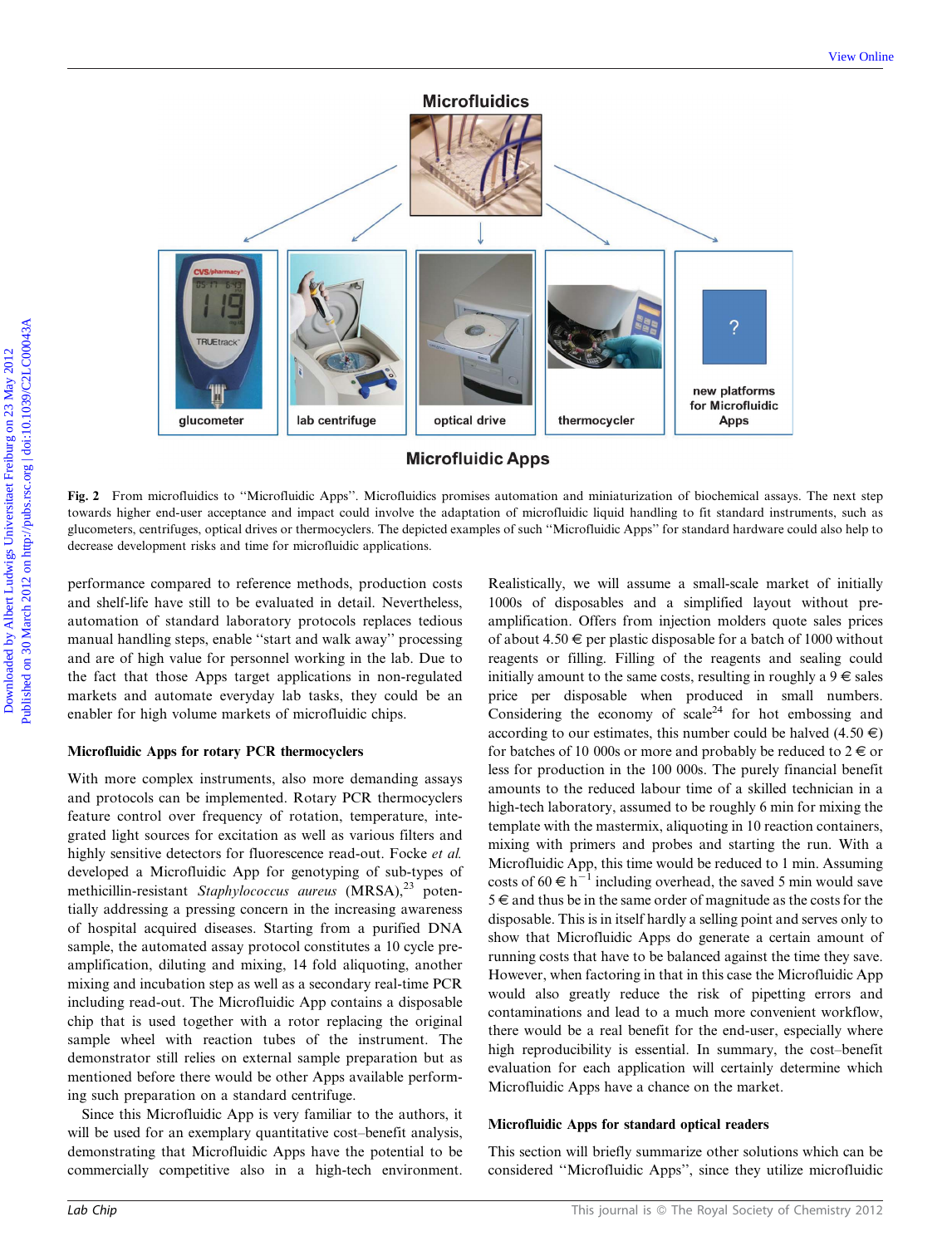Fig. 2 From microfluidics to "Microfluidic Apps". Microfluidics promises automation and miniaturization of biochemical assays. The next step towards higher end-user acceptance and impact could involve the adaptation of microfluidic liquid handling to fit standard instruments, such as glucometers, centrifuges, optical drives or thermocyclers. The depicted examples of such "Microfluidic Apps" for standard hardware could also help to decrease development risks and time for microfluidic applications.

performance compared to reference methods, production costs and shelf-life have still to be evaluated in detail. Nevertheless, automation of standard laboratory protocols replaces tedious manual handling steps, enable "start and walk away" processing and are of high value for personnel working in the lab. Due to the fact that those Apps target applications in non-regulated markets and automate everyday lab tasks, they could be an enabler for high volume markets of microfluidic chips.

## Microfluidic Apps for rotary PCR thermocyclers

With more complex instruments, also more demanding assays and protocols can be implemented. Rotary PCR thermocyclers feature control over frequency of rotation, temperature, integrated light sources for excitation as well as various filters and highly sensitive detectors for fluorescence read-out. Focke *et al.* developed a Microfluidic App for genotyping of sub-types of methicillin-resistant *Staphylococcus aureus* (MRSA),[23] potentially addressing a pressing concern in the increasing awareness of hospital acquired diseases. Starting from a purified DNA sample, the automated assay protocol constitutes a 10 cycle preamplification, diluting and mixing, 14 fold aliquoting, another mixing and incubation step as well as a secondary real-time PCR including read-out. The Microfluidic App contains a disposable chip that is used together with a rotor replacing the original sample wheel with reaction tubes of the instrument. The demonstrator still relies on external sample preparation but as mentioned before there would be other Apps available performing such preparation on a standard centrifuge.

Since this Microfluidic App is very familiar to the authors, it will be used for an exemplary quantitative cost–benefit analysis, demonstrating that Microfluidic Apps have the potential to be commercially competitive also in a high-tech environment. Realistically, we will assume a small-scale market of initially 1000s of disposables and a simplified layout without preamplification. Offers from injection molders quote sales prices of about 4.50 € per plastic disposable for a batch of 1000 without reagents or filling. Filling of the reagents and sealing could initially amount to the same costs, resulting in roughly a 9 € sales price per disposable when produced in small numbers. Considering the economy of scale[24] for hot embossing and according to our estimates, this number could be halved (4.50 €) for batches of 10 000s or more and probably be reduced to 2 € or less for production in the 100 000s. The purely financial benefit amounts to the reduced labour time of a skilled technician in a high-tech laboratory, assumed to be roughly 6 min for mixing the template with the mastermix, aliquoting in 10 reaction containers, mixing with primers and probes and starting the run. With a Microfluidic App, this time would be reduced to 1 min. Assuming costs of 60 € $h^{-1}$ including overhead, the saved 5 min would save 5 € and thus be in the same order of magnitude as the costs for the disposable. This is in itself hardly a selling point and serves only to show that Microfluidic Apps do generate a certain amount of running costs that have to be balanced against the time they save. However, when factoring in that in this case the Microfluidic App would also greatly reduce the risk of pipetting errors and contaminations and lead to a much more convenient workflow, there would be a real benefit for the end-user, especially where high reproducibility is essential. In summary, the cost–benefit evaluation for each application will certainly determine which Microfluidic Apps have a chance on the market.

## Microfluidic Apps for standard optical readers

This section will briefly summarize other solutions which can be considered "Microfluidic Apps", since they utilize microfluidic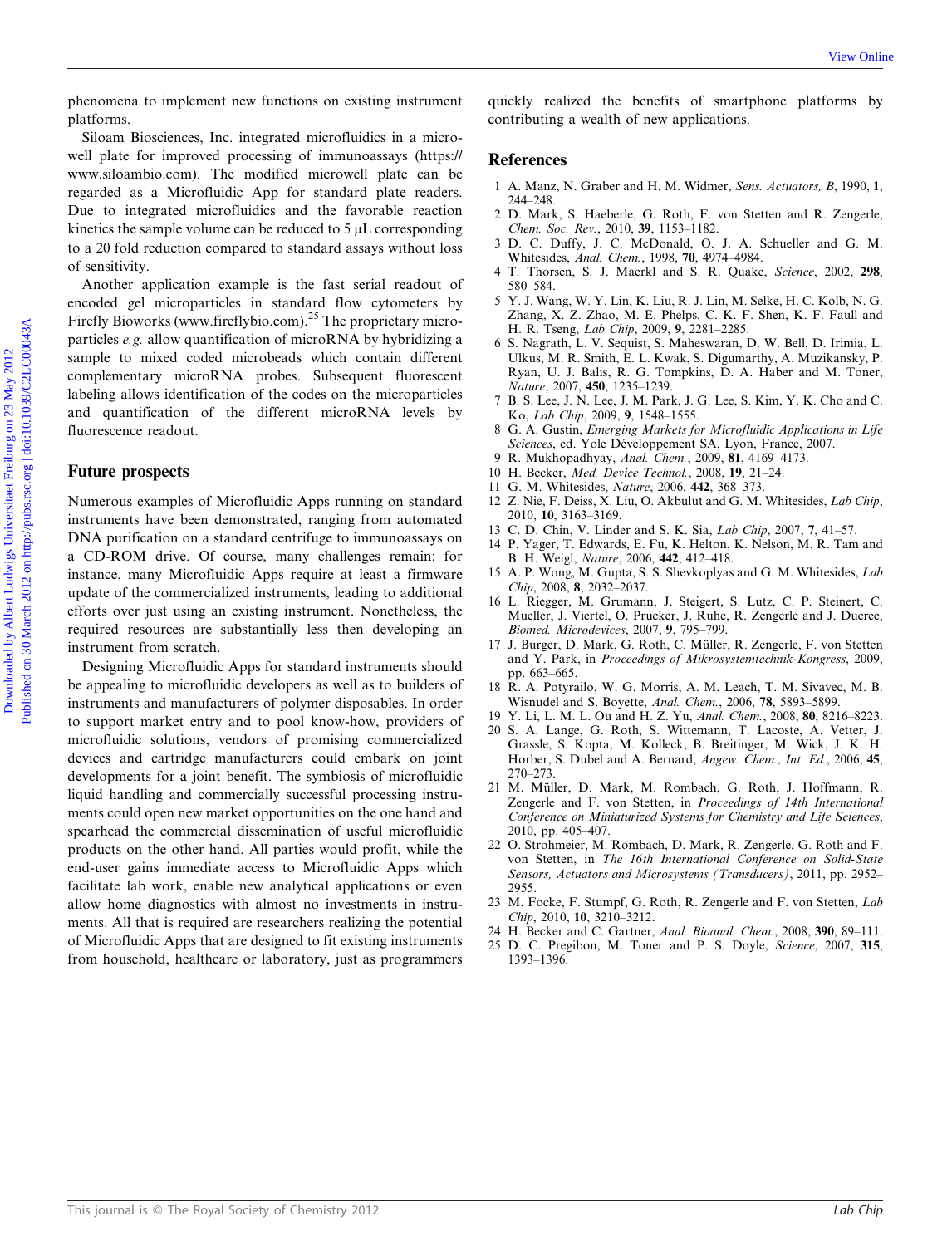phenomena to implement new functions on existing instrument platforms.

Siloam Biosciences, Inc. integrated microfluidics in a microwell plate for improved processing of immunoassays (https://www.siloambio.com). The modified microwell plate can be regarded as a Microfluidic App for standard plate readers. Due to integrated microfluidics and the favorable reaction kinetics the sample volume can be reduced to 5 µL corresponding to a 20 fold reduction compared to standard assays without loss of sensitivity.

Another application example is the fast serial readout of encoded gel microparticles in standard flow cytometers by Firefly Bioworks (www.fireflybio.com).[25] The proprietary microparticles *e.g.* allow quantification of microRNA by hybridizing a sample to mixed coded microbeads which contain different complementary microRNA probes. Subsequent fluorescent labeling allows identification of the codes on the microparticles and quantification of the different microRNA levels by fluorescence readout.

## Future prospects

Numerous examples of Microfluidic Apps running on standard instruments have been demonstrated, ranging from automated DNA purification on a standard centrifuge to immunoassays on a CD-ROM drive. Of course, many challenges remain: for instance, many Microfluidic Apps require at least a firmware update of the commercialized instruments, leading to additional efforts over just using an existing instrument. Nonetheless, the required resources are substantially less then developing an instrument from scratch.

Designing Microfluidic Apps for standard instruments should be appealing to microfluidic developers as well as to builders of instruments and manufacturers of polymer disposables. In order to support market entry and to pool know-how, providers of microfluidic solutions, vendors of promising commercialized devices and cartridge manufacturers could embark on joint developments for a joint benefit. The symbiosis of microfluidic liquid handling and commercially successful processing instruments could open new market opportunities on the one hand and spearhead the commercial dissemination of useful microfluidic products on the other hand. All parties would profit, while the end-user gains immediate access to Microfluidic Apps which facilitate lab work, enable new analytical applications or even allow home diagnostics with almost no investments in instruments. All that is required are researchers realizing the potential of Microfluidic Apps that are designed to fit existing instruments from household, healthcare or laboratory, just as programmers quickly realized the benefits of smartphone platforms by contributing a wealth of new applications.

## References

1. A. Manz, N. Graber and H. M. Widmer, *Sens. Actuators, B*, 1990, **1**, 244–248.
2. D. Mark, S. Haeberle, G. Roth, F. von Stetten and R. Zengerle, *Chem. Soc. Rev.*, 2010, **39**, 1153–1182.
3. D. C. Duffy, J. C. McDonald, O. J. A. Schueller and G. M. Whitesides, *Anal. Chem.*, 1998, **70**, 4974–4984.
4. T. Thorsen, S. J. Maerkl and S. R. Quake, *Science*, 2002, **298**, 580–584.
5. Y. J. Wang, W. Y. Lin, K. Liu, R. J. Lin, M. Selke, H. C. Kolb, N. G. Zhang, X. Z. Zhao, M. E. Phelps, C. K. F. Shen, K. F. Faull and H. R. Tseng, *Lab Chip*, 2009, **9**, 2281–2285.
6. S. Nagrath, L. V. Sequist, S. Maheswaran, D. W. Bell, D. Irimia, L. Ulkus, M. R. Smith, E. L. Kwak, S. Digumarthy, A. Muzikansky, P. Ryan, U. J. Balis, R. G. Tompkins, D. A. Haber and M. Toner, *Nature*, 2007, **450**, 1235–1239.
7. B. S. Lee, J. N. Lee, J. M. Park, J. G. Lee, S. Kim, Y. K. Cho and C. Ko, *Lab Chip*, 2009, **9**, 1548–1555.
8. G. A. Gustin, *Emerging Markets for Microfluidic Applications in Life Sciences*, ed. Yole Développement SA, Lyon, France, 2007.
9. R. Mukhopadhyay, *Anal. Chem.*, 2009, **81**, 4169–4173.
10. H. Becker, *Med. Device Technol.*, 2008, **19**, 21–24.
11. G. M. Whitesides, *Nature*, 2006, **442**, 368–373.
12. Z. Nie, F. Deiss, X. Liu, O. Akbulut and G. M. Whitesides, *Lab Chip*, 2010, **10**, 3163–3169.
13. C. D. Chin, V. Linder and S. K. Sia, *Lab Chip*, 2007, **7**, 41–57.
14. P. Yager, T. Edwards, E. Fu, K. Helton, K. Nelson, M. R. Tam and B. H. Weigl, *Nature*, 2006, **442**, 412–418.
15. A. P. Wong, M. Gupta, S. S. Shevkoplyas and G. M. Whitesides, *Lab Chip*, 2008, **8**, 2032–2037.
16. L. Riegger, M. Grumann, J. Steigert, S. Lutz, C. P. Steinert, C. Mueller, J. Viertel, O. Prucker, J. Ruhe, R. Zengerle and J. Ducree, *Biomed. Microdevices*, 2007, **9**, 795–799.
17. J. Burger, D. Mark, G. Roth, C. Müller, R. Zengerle, F. von Stetten and Y. Park, in *Proceedings of Mikrosystemtechnik-Kongress*, 2009, pp. 663–665.
18. R. A. Potyrailo, W. G. Morris, A. M. Leach, T. M. Sivavec, M. B. Wisnudel and S. Boyette, *Anal. Chem.*, 2006, **78**, 5893–5899.
19. Y. Li, L. M. L. Ou and H. Z. Yu, *Anal. Chem.*, 2008, **80**, 8216–8223.
20. S. A. Lange, G. Roth, S. Wittemann, T. Lacoste, A. Vetter, J. Grassle, S. Kopta, M. Kolleck, B. Breitinger, M. Wick, J. K. H. Horber, S. Dubel and A. Bernard, *Angew. Chem., Int. Ed.*, 2006, **45**, 270–273.
21. M. Müller, D. Mark, M. Rombach, G. Roth, J. Hoffmann, R. Zengerle and F. von Stetten, in *Proceedings of 14th International Conference on Miniaturized Systems for Chemistry and Life Sciences*, 2010, pp. 405–407.
22. O. Strohmeier, M. Rombach, D. Mark, R. Zengerle, G. Roth and F. von Stetten, in *The 16th International Conference on Solid-State Sensors, Actuators and Microsystems (Transducers)*, 2011, pp. 2952–2955.
23. M. Focke, F. Stumpf, G. Roth, R. Zengerle and F. von Stetten, *Lab Chip*, 2010, **10**, 3210–3212.
24. H. Becker and C. Gartner, *Anal. Bioanal. Chem.*, 2008, **390**, 89–111.
25. D. C. Pregibon, M. Toner and P. S. Doyle, *Science*, 2007, **315**, 1393–1396.